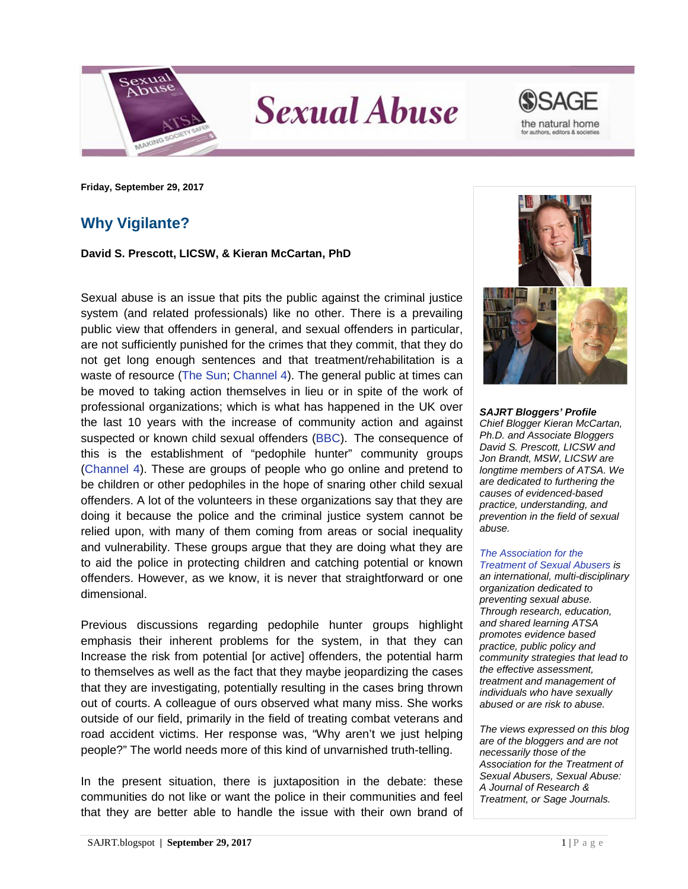Friday, September 29, 2017

## Why Vigilante?

**David S. Prescott, LICSW, & Kieran McCartan, PhD**

Sexual abuse is an issue that pits the public against the criminal justice system (and related professionals) like no other. There is a prevailing public view that offenders in general, and sexual offenders in particular, are not sufficiently punished for the crimes that they commit, that they do not get long enough sentences and that treatment/rehabilitation is a waste of resource (The Sun; Channel 4). The general public at times can be moved to taking action themselves in lieu or in spite of the work of professional organizations; which is what has happened in the UK over the last 10 years with the increase of community action and against suspected or known child sexual offenders (BBC). The consequence of this is the establishment of "pedophile hunter" community groups (Channel 4). These are groups of people who go online and pretend to be children or other pedophiles in the hope of snaring other child sexual offenders. A lot of the volunteers in these organizations say that they are doing it because the police and the criminal justice system cannot be relied upon, with many of them coming from areas or social inequality and vulnerability. These groups argue that they are doing what they are to aid the police in protecting children and catching potential or known offenders. However, as we know, it is never that straightforward or one dimensional.

Previous discussions regarding pedophile hunter groups highlight emphasis their inherent problems for the system, in that they can Increase the risk from potential [or active] offenders, the potential harm to themselves as well as the fact that they maybe jeopardizing the cases that they are investigating, potentially resulting in the cases bring thrown out of courts. A colleague of ours observed what many miss. She works outside of our field, primarily in the field of treating combat veterans and road accident victims. Her response was, "Why aren't we just helping people?" The world needs more of this kind of unvarnished truth-telling.

In the present situation, there is juxtaposition in the debate: these communities do not like or want the police in their communities and feel that they are better able to handle the issue with their own brand of

***SAJRT Bloggers' Profile***
*Chief Blogger Kieran McCartan, Ph.D. and Associate Bloggers David S. Prescott, LICSW and Jon Brandt, MSW, LICSW are longtime members of ATSA. We are dedicated to furthering the causes of evidenced-based practice, understanding, and prevention in the field of sexual abuse.*

*The Association for the Treatment of Sexual Abusers is an international, multi-disciplinary organization dedicated to preventing sexual abuse. Through research, education, and shared learning ATSA promotes evidence based practice, public policy and community strategies that lead to the effective assessment, treatment and management of individuals who have sexually abused or are risk to abuse.*

*The views expressed on this blog are of the bloggers and are not necessarily those of the Association for the Treatment of Sexual Abusers, Sexual Abuse: A Journal of Research & Treatment, or Sage Journals.*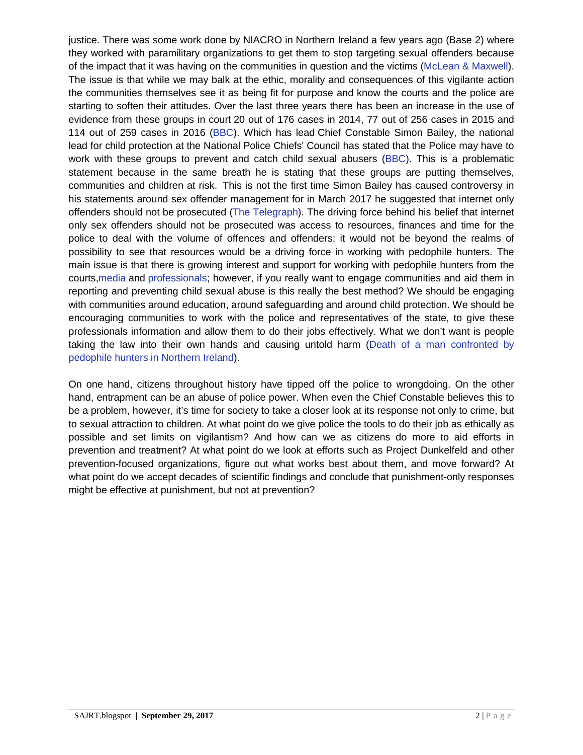justice. There was some work done by NIACRO in Northern Ireland a few years ago (Base 2) where they worked with paramilitary organizations to get them to stop targeting sexual offenders because of the impact that it was having on the communities in question and the victims (McLean & Maxwell). The issue is that while we may balk at the ethic, morality and consequences of this vigilante action the communities themselves see it as being fit for purpose and know the courts and the police are starting to soften their attitudes. Over the last three years there has been an increase in the use of evidence from these groups in court 20 out of 176 cases in 2014, 77 out of 256 cases in 2015 and 114 out of 259 cases in 2016 (BBC). Which has lead Chief Constable Simon Bailey, the national lead for child protection at the National Police Chiefs' Council has stated that the Police may have to work with these groups to prevent and catch child sexual abusers (BBC). This is a problematic statement because in the same breath he is stating that these groups are putting themselves, communities and children at risk. This is not the first time Simon Bailey has caused controversy in his statements around sex offender management for in March 2017 he suggested that internet only offenders should not be prosecuted (The Telegraph). The driving force behind his belief that internet only sex offenders should not be prosecuted was access to resources, finances and time for the police to deal with the volume of offences and offenders; it would not be beyond the realms of possibility to see that resources would be a driving force in working with pedophile hunters. The main issue is that there is growing interest and support for working with pedophile hunters from the courts, media and professionals; however, if you really want to engage communities and aid them in reporting and preventing child sexual abuse is this really the best method? We should be engaging with communities around education, around safeguarding and around child protection. We should be encouraging communities to work with the police and representatives of the state, to give these professionals information and allow them to do their jobs effectively. What we don't want is people taking the law into their own hands and causing untold harm (Death of a man confronted by pedophile hunters in Northern Ireland).

On one hand, citizens throughout history have tipped off the police to wrongdoing. On the other hand, entrapment can be an abuse of police power. When even the Chief Constable believes this to be a problem, however, it's time for society to take a closer look at its response not only to crime, but to sexual attraction to children. At what point do we give police the tools to do their job as ethically as possible and set limits on vigilantism? And how can we as citizens do more to aid efforts in prevention and treatment? At what point do we look at efforts such as Project Dunkelfeld and other prevention-focused organizations, figure out what works best about them, and move forward? At what point do we accept decades of scientific findings and conclude that punishment-only responses might be effective at punishment, but not at prevention?